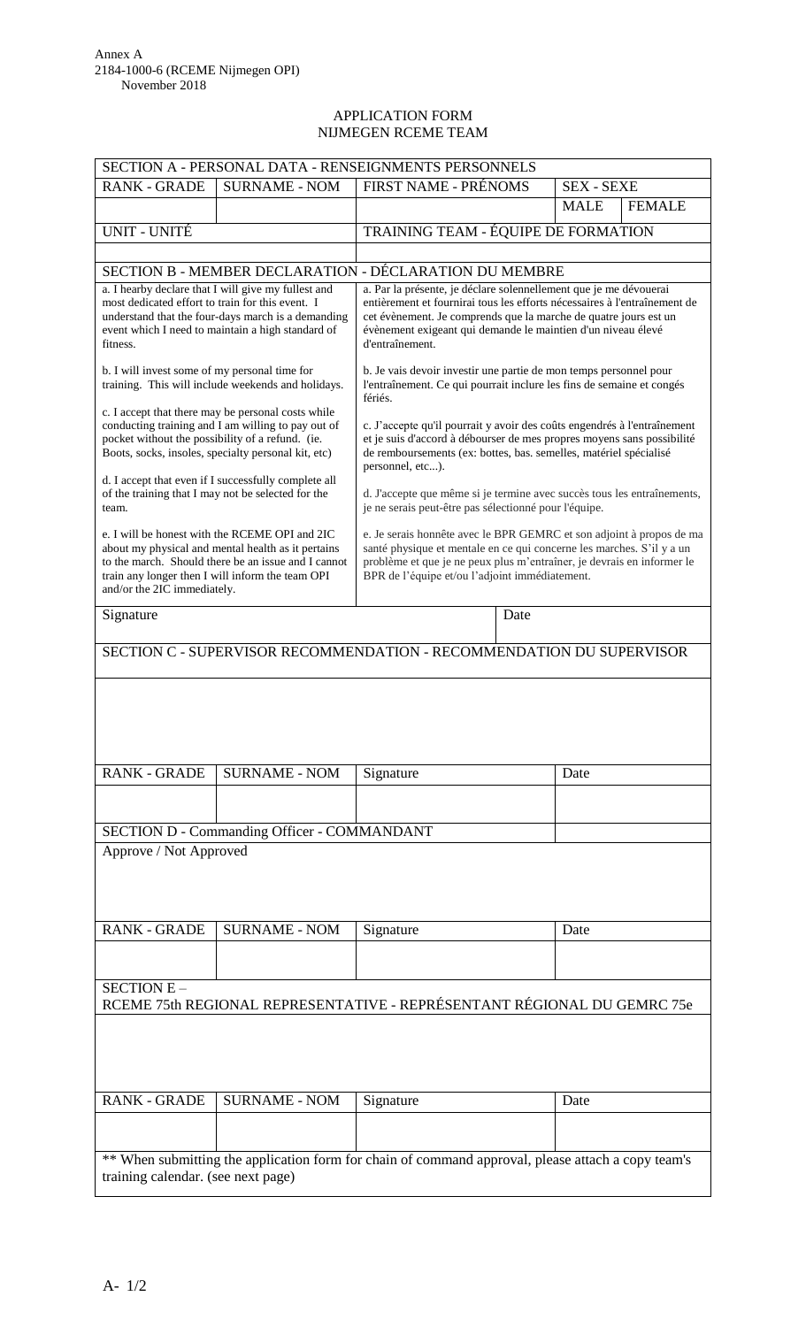Annex A
2184-1000-6 (RCEME Nijmegen OPI)
November 2018

APPLICATION FORM
NIJMEGEN RCEME TEAM

| SECTION A - PERSONAL DATA - RENSEIGNMENTS PERSONNELS | | | | |
|---|---|---|---|---|
| RANK - GRADE | SURNAME - NOM | FIRST NAME - PRÉNOMS | SEX - SEXE | |
| | | | MALE | FEMALE |
| UNIT - UNITÉ | | TRAINING TEAM - ÉQUIPE DE FORMATION | | |
| | | | | |

| SECTION B - MEMBER DECLARATION - DÉCLARATION DU MEMBRE | |
|---|---|
| a. I hearby declare that I will give my fullest and most dedicated effort to train for this event. I understand that the four-days march is a demanding event which I need to maintain a high standard of fitness. | a. Par la présente, je déclare solennellement que je me dévouerai entièrement et fournirai tous les efforts nécessaires à l'entraînement de cet évènement. Je comprends que la marche de quatre jours est un évènement exigeant qui demande le maintien d'un niveau élevé d'entraînement. |
| b. I will invest some of my personal time for training. This will include weekends and holidays. | b. Je vais devoir investir une partie de mon temps personnel pour l'entraînement. Ce qui pourrait inclure les fins de semaine et congés fériés. |
| c. I accept that there may be personal costs while conducting training and I am willing to pay out of pocket without the possibility of a refund. (ie. Boots, socks, insoles, specialty personal kit, etc) | c. J'accepte qu'il pourrait y avoir des coûts engendrés à l'entraînement et je suis d'accord à débourser de mes propres moyens sans possibilité de remboursements (ex: bottes, bas. semelles, matériel spécialisé personnel, etc...). |
| d. I accept that even if I successfully complete all of the training that I may not be selected for the team. | d. J'accepte que même si je termine avec succès tous les entraînements, je ne serais peut-être pas sélectionné pour l'équipe. |
| e. I will be honest with the RCEME OPI and 2IC about my physical and mental health as it pertains to the march. Should there be an issue and I cannot train any longer then I will inform the team OPI and/or the 2IC immediately. | e. Je serais honnête avec le BPR GEMRC et son adjoint à propos de ma santé physique et mentale en ce qui concerne les marches. S'il y a un problème et que je ne peux plus m'entraîner, je devrais en informer le BPR de l'équipe et/ou l'adjoint immédiatement. |
| Signature | Date |

| SECTION C - SUPERVISOR RECOMMENDATION - RECOMMENDATION DU SUPERVISOR | | | |
|---|---|---|---|
| | | | |
| RANK - GRADE | SURNAME - NOM | Signature | Date |
| | | | |

| SECTION D - Commanding Officer - COMMANDANT | | | |
|---|---|---|---|
| Approve / Not Approved | | | |
| RANK - GRADE | SURNAME - NOM | Signature | Date |
| | | | |

| SECTION E – RCEME 75th REGIONAL REPRESENTATIVE - REPRÉSENTANT RÉGIONAL DU GEMRC 75e | | | |
|---|---|---|---|
| | | | |
| RANK - GRADE | SURNAME - NOM | Signature | Date |
| | | | |

** When submitting the application form for chain of command approval, please attach a copy team's training calendar. (see next page)